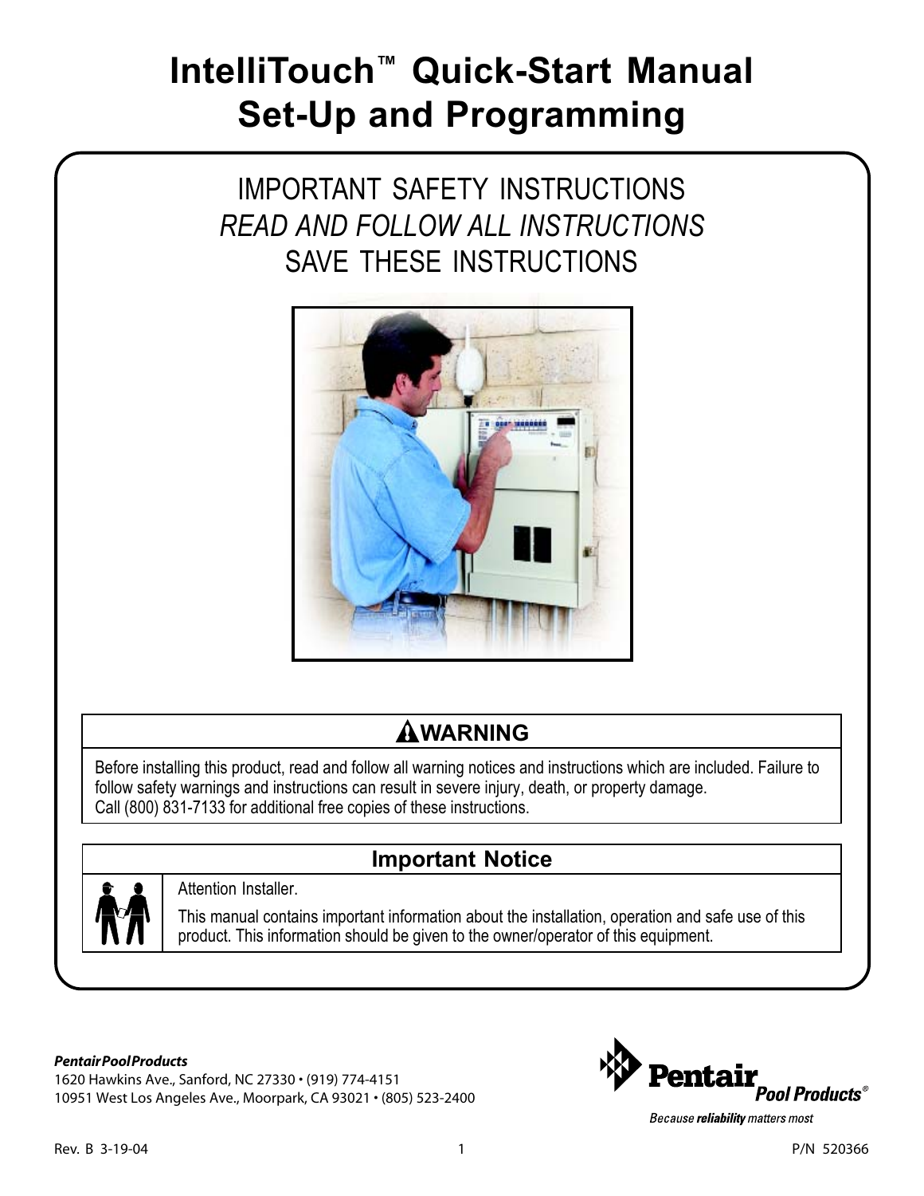# IntelliTouch™ Quick-Start Manual Set-Up and Programming

IMPORTANT SAFETY INSTRUCTIONS

*READ AND FOLLOW ALL INSTRUCTIONS*

SAVE THESE INSTRUCTIONS

## ⚠WARNING

Before installing this product, read and follow all warning notices and instructions which are included. Failure to follow safety warnings and instructions can result in severe injury, death, or property damage.
Call (800) 831-7133 for additional free copies of these instructions.

## Important Notice

Attention Installer.

This manual contains important information about the installation, operation and safe use of this product. This information should be given to the owner/operator of this equipment.

***Pentair Pool Products***
1620 Hawkins Ave., Sanford, NC 27330 • (919) 774-4151
10951 West Los Angeles Ave., Moorpark, CA 93021 • (805) 523-2400

**Pentair** *Pool Products®*
*Because **reliability** matters most*

Rev. B 3-19-04

P/N 520366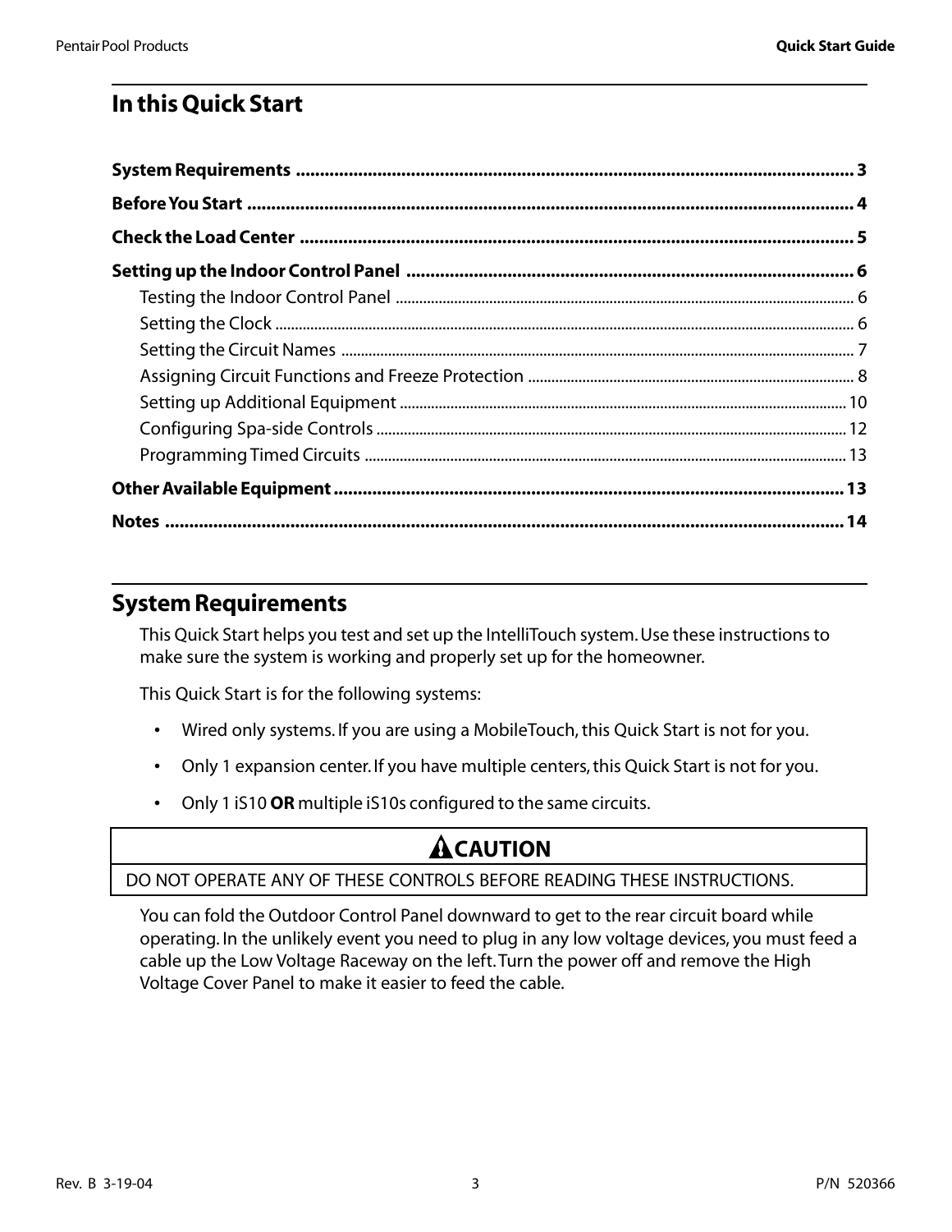## In this Quick Start

**System Requirements** .................................................................................................................. 3

**Before You Start** ............................................................................................................................ 4

**Check the Load Center** .................................................................................................................. 5

**Setting up the Indoor Control Panel** ........................................................................................... 6

- Testing the Indoor Control Panel ..................................................................................................... 6
- Setting the Clock ................................................................................................................................ 6
- Setting the Circuit Names ................................................................................................................ 7
- Assigning Circuit Functions and Freeze Protection ..................................................................... 8
- Setting up Additional Equipment .................................................................................................. 10
- Configuring Spa-side Controls ....................................................................................................... 12
- Programming Timed Circuits .......................................................................................................... 13

**Other Available Equipment** ........................................................................................................ 13

**Notes** ............................................................................................................................................. 14

## System Requirements

This Quick Start helps you test and set up the IntelliTouch system. Use these instructions to make sure the system is working and properly set up for the homeowner.

This Quick Start is for the following systems:

- Wired only systems. If you are using a MobileTouch, this Quick Start is not for you.
- Only 1 expansion center. If you have multiple centers, this Quick Start is not for you.
- Only 1 iS10 **OR** multiple iS10s configured to the same circuits.

| ⚠CAUTION |
|---|
| DO NOT OPERATE ANY OF THESE CONTROLS BEFORE READING THESE INSTRUCTIONS. |

You can fold the Outdoor Control Panel downward to get to the rear circuit board while operating. In the unlikely event you need to plug in any low voltage devices, you must feed a cable up the Low Voltage Raceway on the left. Turn the power off and remove the High Voltage Cover Panel to make it easier to feed the cable.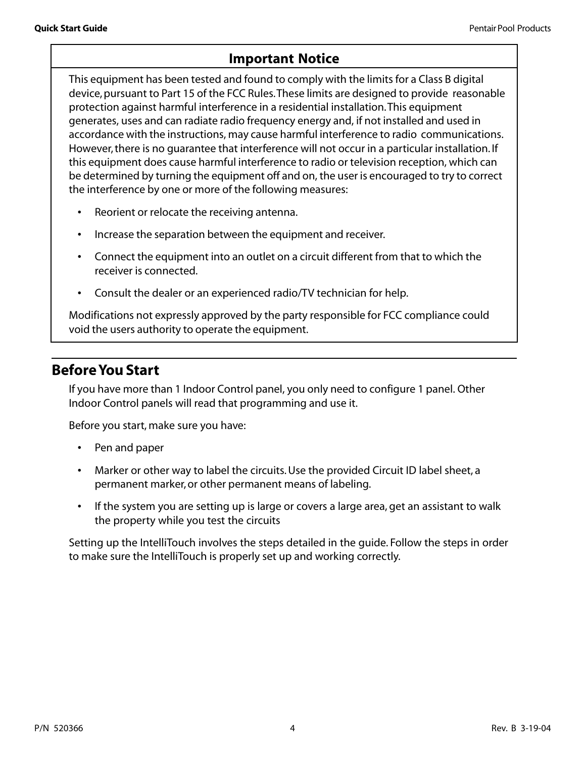## Important Notice

This equipment has been tested and found to comply with the limits for a Class B digital device, pursuant to Part 15 of the FCC Rules. These limits are designed to provide reasonable protection against harmful interference in a residential installation. This equipment generates, uses and can radiate radio frequency energy and, if not installed and used in accordance with the instructions, may cause harmful interference to radio communications. However, there is no guarantee that interference will not occur in a particular installation. If this equipment does cause harmful interference to radio or television reception, which can be determined by turning the equipment off and on, the user is encouraged to try to correct the interference by one or more of the following measures:

- Reorient or relocate the receiving antenna.
- Increase the separation between the equipment and receiver.
- Connect the equipment into an outlet on a circuit different from that to which the receiver is connected.
- Consult the dealer or an experienced radio/TV technician for help.

Modifications not expressly approved by the party responsible for FCC compliance could void the users authority to operate the equipment.

## Before You Start

If you have more than 1 Indoor Control panel, you only need to configure 1 panel. Other Indoor Control panels will read that programming and use it.

Before you start, make sure you have:

- Pen and paper
- Marker or other way to label the circuits. Use the provided Circuit ID label sheet, a permanent marker, or other permanent means of labeling.
- If the system you are setting up is large or covers a large area, get an assistant to walk the property while you test the circuits

Setting up the IntelliTouch involves the steps detailed in the guide. Follow the steps in order to make sure the IntelliTouch is properly set up and working correctly.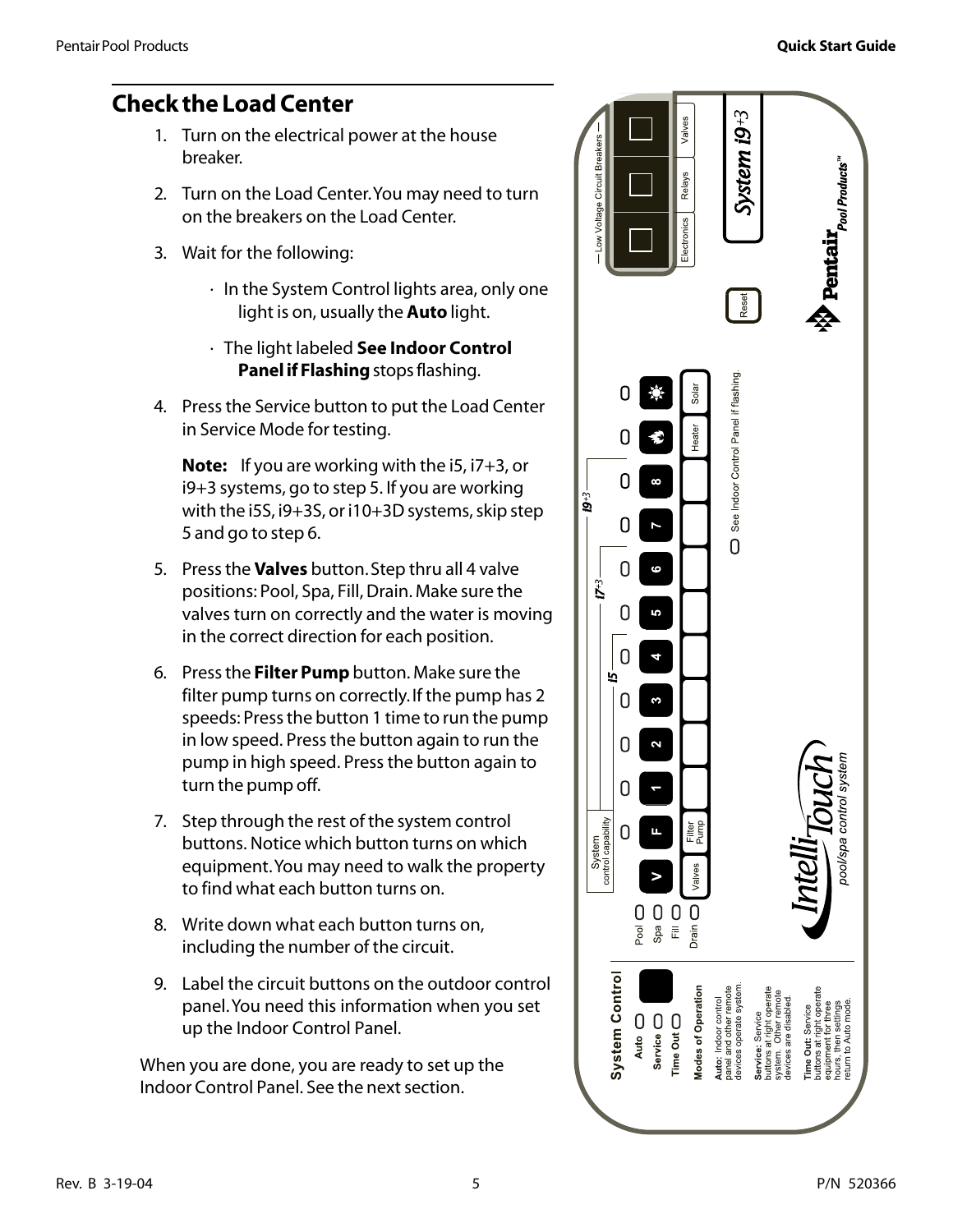## Check the Load Center

1. Turn on the electrical power at the house breaker.
2. Turn on the Load Center. You may need to turn on the breakers on the Load Center.
3. Wait for the following:
   - In the System Control lights area, only one light is on, usually the **Auto** light.
   - The light labeled **See Indoor Control Panel if Flashing** stops flashing.
4. Press the Service button to put the Load Center in Service Mode for testing.

   **Note:** If you are working with the i5, i7+3, or i9+3 systems, go to step 5. If you are working with the i5S, i9+3S, or i10+3D systems, skip step 5 and go to step 6.
5. Press the **Valves** button. Step thru all 4 valve positions: Pool, Spa, Fill, Drain. Make sure the valves turn on correctly and the water is moving in the correct direction for each position.
6. Press the **Filter Pump** button. Make sure the filter pump turns on correctly. If the pump has 2 speeds: Press the button 1 time to run the pump in low speed. Press the button again to run the pump in high speed. Press the button again to turn the pump off.
7. Step through the rest of the system control buttons. Notice which button turns on which equipment. You may need to walk the property to find what each button turns on.
8. Write down what each button turns on, including the number of the circuit.
9. Label the circuit buttons on the outdoor control panel. You need this information when you set up the Indoor Control Panel.

When you are done, you are ready to set up the Indoor Control Panel. See the next section.

System Control

Auto

Service

Time Out

Modes of Operation

**Auto:** Indoor control panel and other remote devices operate system.

**Service:** Service buttons at right operate system. Other remote devices are disabled.

**Time Out:** Service buttons at right operate equipment for three hours, then settings return to Auto mode.

Pool Spa Fill Drain

System control capability

i5 i7+3 i9+3

V F 1 2 3 4 5 6 7 8

Valves Filter Pump Heater Solar

See Indoor Control Panel if flashing.

Reset

Low Voltage Circuit Breakers

Electronics Relays Valves

System i9+3

IntelliTouch pool/spa control system

Pentair Pool Products™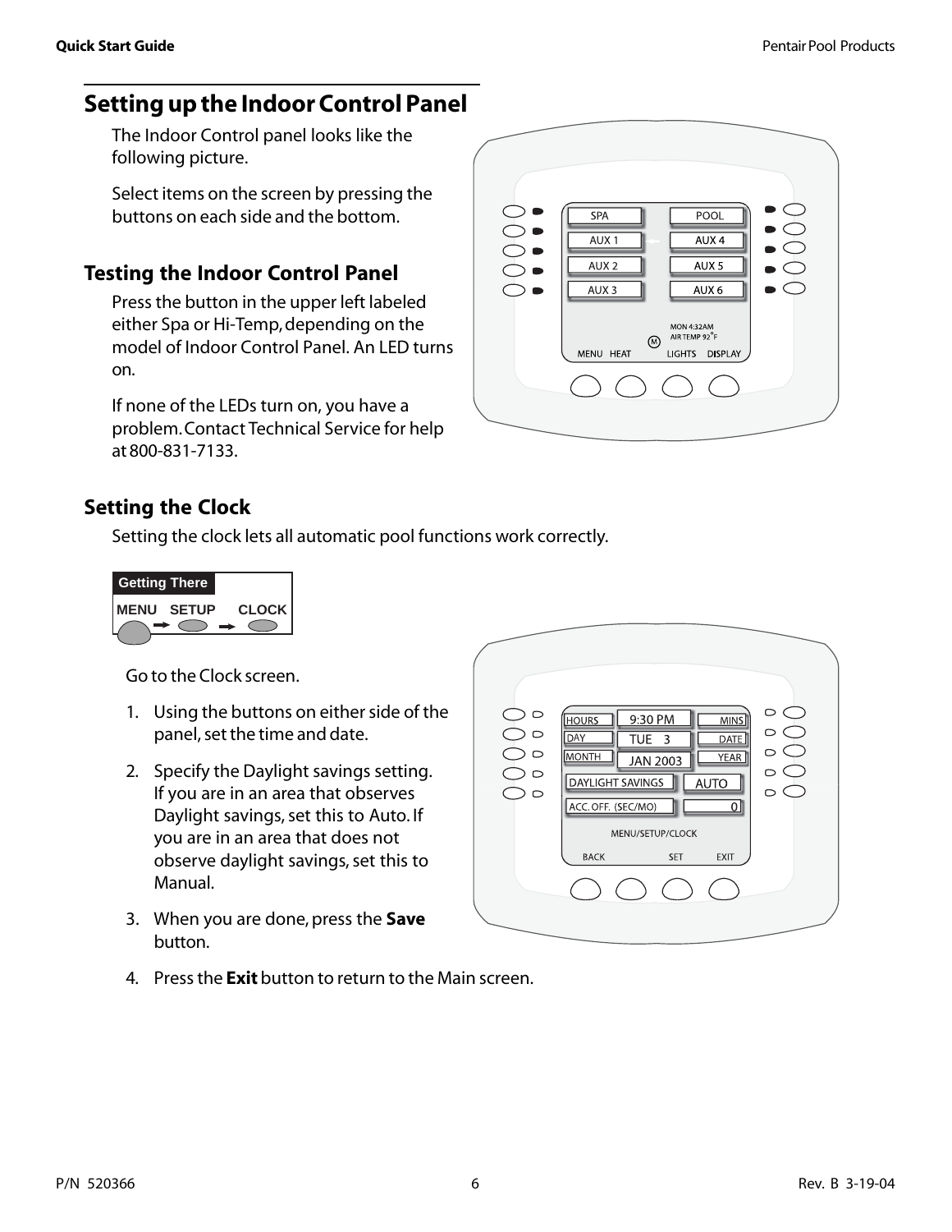## Setting up the Indoor Control Panel

The Indoor Control panel looks like the following picture.

Select items on the screen by pressing the buttons on each side and the bottom.

### Testing the Indoor Control Panel

Press the button in the upper left labeled either Spa or Hi-Temp, depending on the model of Indoor Control Panel. An LED turns on.

If none of the LEDs turn on, you have a problem. Contact Technical Service for help at 800-831-7133.

### Setting the Clock

Setting the clock lets all automatic pool functions work correctly.

**Getting There**

MENU → SETUP → CLOCK

Go to the Clock screen.

1. Using the buttons on either side of the panel, set the time and date.
2. Specify the Daylight savings setting. If you are in an area that observes Daylight savings, set this to Auto. If you are in an area that does not observe daylight savings, set this to Manual.
3. When you are done, press the **Save** button.
4. Press the **Exit** button to return to the Main screen.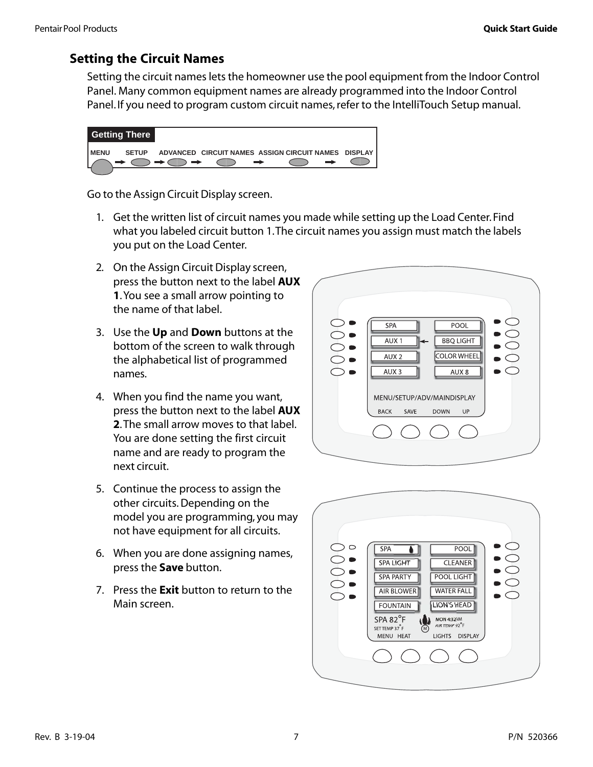## Setting the Circuit Names

Setting the circuit names lets the homeowner use the pool equipment from the Indoor Control Panel. Many common equipment names are already programmed into the Indoor Control Panel. If you need to program custom circuit names, refer to the IntelliTouch Setup manual.

**Getting There**

MENU → SETUP → ADVANCED → CIRCUIT NAMES → ASSIGN CIRCUIT NAMES → DISPLAY

Go to the Assign Circuit Display screen.

1. Get the written list of circuit names you made while setting up the Load Center. Find what you labeled circuit button 1. The circuit names you assign must match the labels you put on the Load Center.
2. On the Assign Circuit Display screen, press the button next to the label **AUX 1**. You see a small arrow pointing to the name of that label.
3. Use the **Up** and **Down** buttons at the bottom of the screen to walk through the alphabetical list of programmed names.
4. When you find the name you want, press the button next to the label **AUX 2**. The small arrow moves to that label. You are done setting the first circuit name and are ready to program the next circuit.
5. Continue the process to assign the other circuits. Depending on the model you are programming, you may not have equipment for all circuits.
6. When you are done assigning names, press the **Save** button.
7. Press the **Exit** button to return to the Main screen.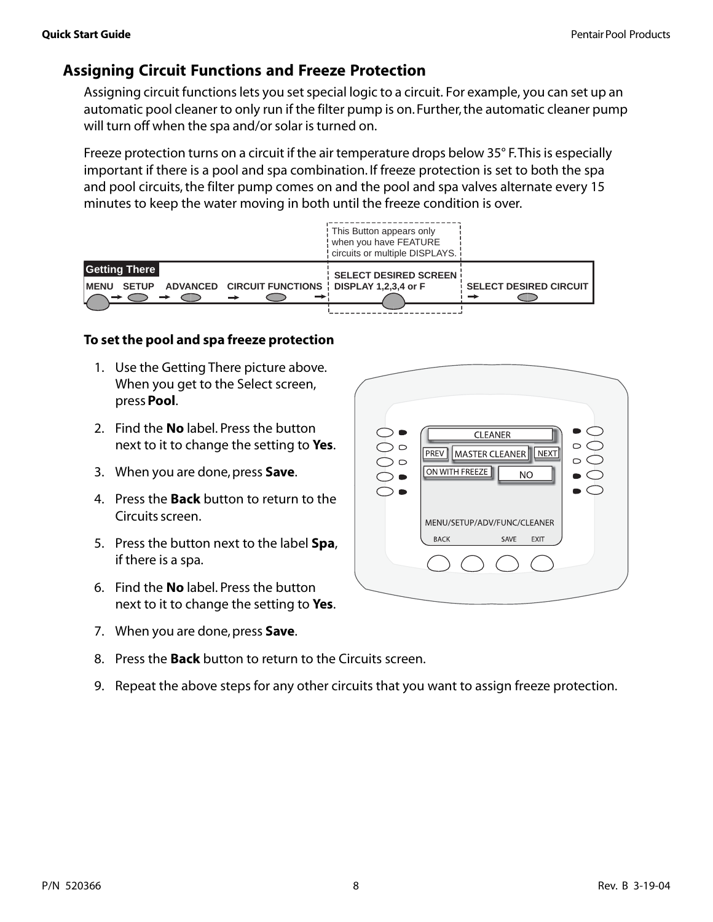## Assigning Circuit Functions and Freeze Protection

Assigning circuit functions lets you set special logic to a circuit. For example, you can set up an automatic pool cleaner to only run if the filter pump is on. Further, the automatic cleaner pump will turn off when the spa and/or solar is turned on.

Freeze protection turns on a circuit if the air temperature drops below 35° F. This is especially important if there is a pool and spa combination. If freeze protection is set to both the spa and pool circuits, the filter pump comes on and the pool and spa valves alternate every 15 minutes to keep the water moving in both until the freeze condition is over.

This Button appears only when you have FEATURE circuits or multiple DISPLAYS.

**Getting There**

MENU → SETUP → ADVANCED → CIRCUIT FUNCTIONS → SELECT DESIRED SCREEN DISPLAY 1,2,3,4 or F → SELECT DESIRED CIRCUIT

### To set the pool and spa freeze protection

1. Use the Getting There picture above. When you get to the Select screen, press **Pool**.
2. Find the **No** label. Press the button next to it to change the setting to **Yes**.
3. When you are done, press **Save**.
4. Press the **Back** button to return to the Circuits screen.
5. Press the button next to the label **Spa**, if there is a spa.
6. Find the **No** label. Press the button next to it to change the setting to **Yes**.
7. When you are done, press **Save**.
8. Press the **Back** button to return to the Circuits screen.
9. Repeat the above steps for any other circuits that you want to assign freeze protection.

CLEANER
PREV MASTER CLEANER NEXT
ON WITH FREEZE NO
MENU/SETUP/ADV/FUNC/CLEANER
BACK SAVE EXIT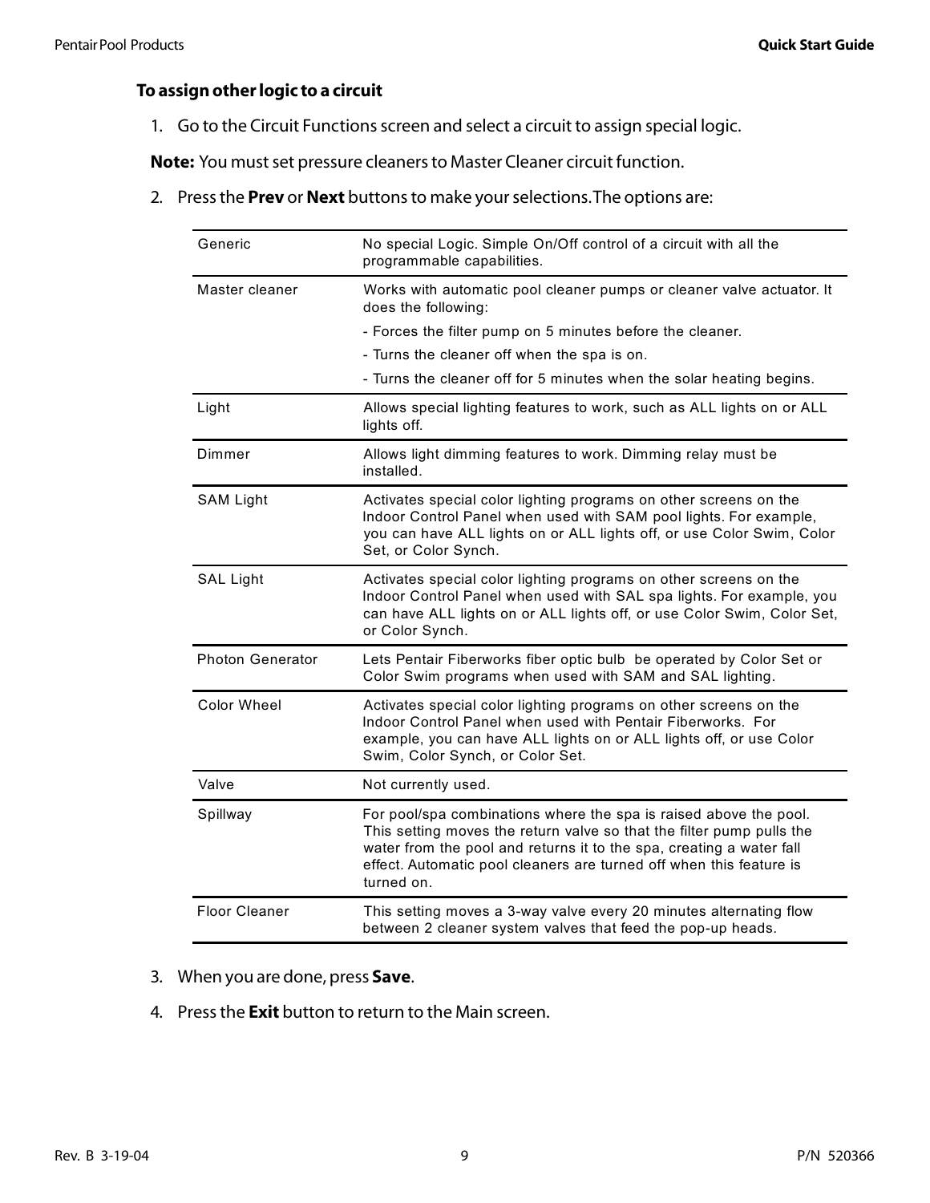### To assign other logic to a circuit

1. Go to the Circuit Functions screen and select a circuit to assign special logic.

**Note:** You must set pressure cleaners to Master Cleaner circuit function.

2. Press the **Prev** or **Next** buttons to make your selections. The options are:

| | |
|---|---|
| Generic | No special Logic. Simple On/Off control of a circuit with all the programmable capabilities. |
| Master cleaner | Works with automatic pool cleaner pumps or cleaner valve actuator. It does the following:<br>- Forces the filter pump on 5 minutes before the cleaner.<br>- Turns the cleaner off when the spa is on.<br>- Turns the cleaner off for 5 minutes when the solar heating begins. |
| Light | Allows special lighting features to work, such as ALL lights on or ALL lights off. |
| Dimmer | Allows light dimming features to work. Dimming relay must be installed. |
| SAM Light | Activates special color lighting programs on other screens on the Indoor Control Panel when used with SAM pool lights. For example, you can have ALL lights on or ALL lights off, or use Color Swim, Color Set, or Color Synch. |
| SAL Light | Activates special color lighting programs on other screens on the Indoor Control Panel when used with SAL spa lights. For example, you can have ALL lights on or ALL lights off, or use Color Swim, Color Set, or Color Synch. |
| Photon Generator | Lets Pentair Fiberworks fiber optic bulb be operated by Color Set or Color Swim programs when used with SAM and SAL lighting. |
| Color Wheel | Activates special color lighting programs on other screens on the Indoor Control Panel when used with Pentair Fiberworks. For example, you can have ALL lights on or ALL lights off, or use Color Swim, Color Synch, or Color Set. |
| Valve | Not currently used. |
| Spillway | For pool/spa combinations where the spa is raised above the pool. This setting moves the return valve so that the filter pump pulls the water from the pool and returns it to the spa, creating a water fall effect. Automatic pool cleaners are turned off when this feature is turned on. |
| Floor Cleaner | This setting moves a 3-way valve every 20 minutes alternating flow between 2 cleaner system valves that feed the pop-up heads. |

3. When you are done, press **Save**.

4. Press the **Exit** button to return to the Main screen.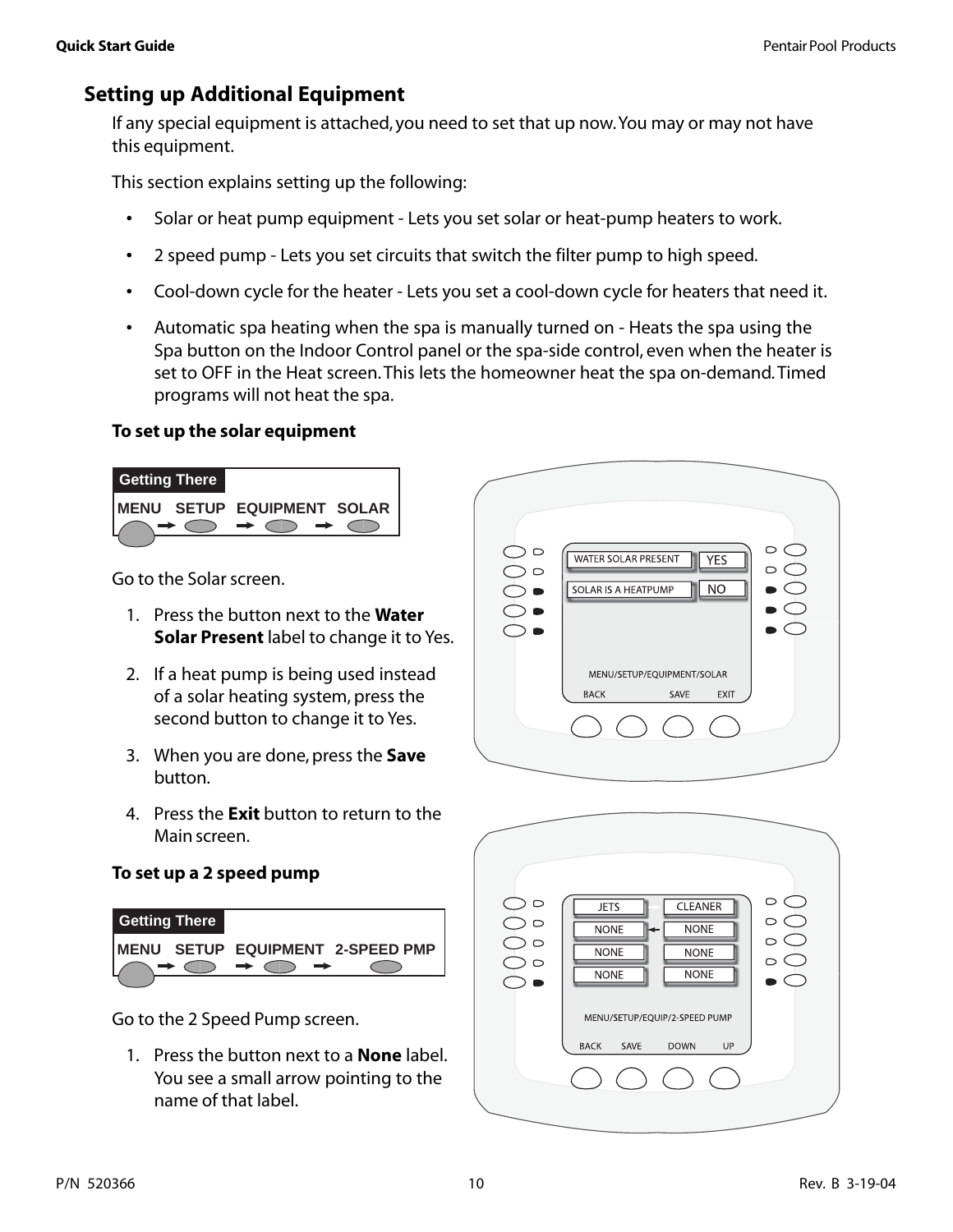## Setting up Additional Equipment

If any special equipment is attached, you need to set that up now. You may or may not have this equipment.

This section explains setting up the following:

- Solar or heat pump equipment - Lets you set solar or heat-pump heaters to work.
- 2 speed pump - Lets you set circuits that switch the filter pump to high speed.
- Cool-down cycle for the heater - Lets you set a cool-down cycle for heaters that need it.
- Automatic spa heating when the spa is manually turned on - Heats the spa using the Spa button on the Indoor Control panel or the spa-side control, even when the heater is set to OFF in the Heat screen. This lets the homeowner heat the spa on-demand. Timed programs will not heat the spa.

**To set up the solar equipment**

**Getting There**

MENU → SETUP → EQUIPMENT → SOLAR

Go to the Solar screen.

1. Press the button next to the **Water Solar Present** label to change it to Yes.
2. If a heat pump is being used instead of a solar heating system, press the second button to change it to Yes.
3. When you are done, press the **Save** button.
4. Press the **Exit** button to return to the Main screen.

WATER SOLAR PRESENT YES
SOLAR IS A HEATPUMP NO
MENU/SETUP/EQUIPMENT/SOLAR
BACK SAVE EXIT

**To set up a 2 speed pump**

**Getting There**

MENU → SETUP → EQUIPMENT → 2-SPEED PMP

Go to the 2 Speed Pump screen.

1. Press the button next to a **None** label. You see a small arrow pointing to the name of that label.

JETS CLEANER
NONE ← NONE
NONE NONE
NONE NONE
MENU/SETUP/EQUIP/2-SPEED PUMP
BACK SAVE DOWN UP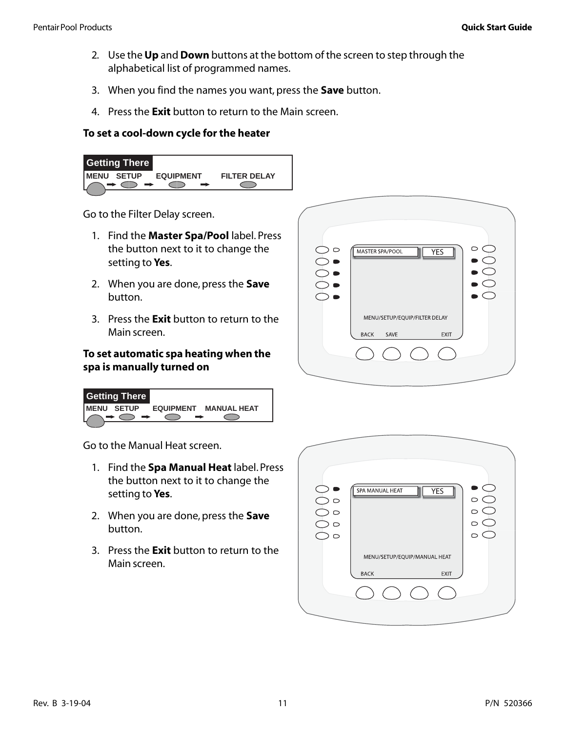2. Use the **Up** and **Down** buttons at the bottom of the screen to step through the alphabetical list of programmed names.

3. When you find the names you want, press the **Save** button.

4. Press the **Exit** button to return to the Main screen.

**To set a cool-down cycle for the heater**

**Getting There**

MENU → SETUP → EQUIPMENT → FILTER DELAY

Go to the Filter Delay screen.

1. Find the **Master Spa/Pool** label. Press the button next to it to change the setting to **Yes**.

2. When you are done, press the **Save** button.

3. Press the **Exit** button to return to the Main screen.

MASTER SPA/POOL YES

MENU/SETUP/EQUIP/FILTER DELAY

BACK SAVE EXIT

**To set automatic spa heating when the spa is manually turned on**

**Getting There**

MENU → SETUP → EQUIPMENT → MANUAL HEAT

Go to the Manual Heat screen.

1. Find the **Spa Manual Heat** label. Press the button next to it to change the setting to **Yes**.

2. When you are done, press the **Save** button.

3. Press the **Exit** button to return to the Main screen.

SPA MANUAL HEAT YES

MENU/SETUP/EQUIP/MANUAL HEAT

BACK EXIT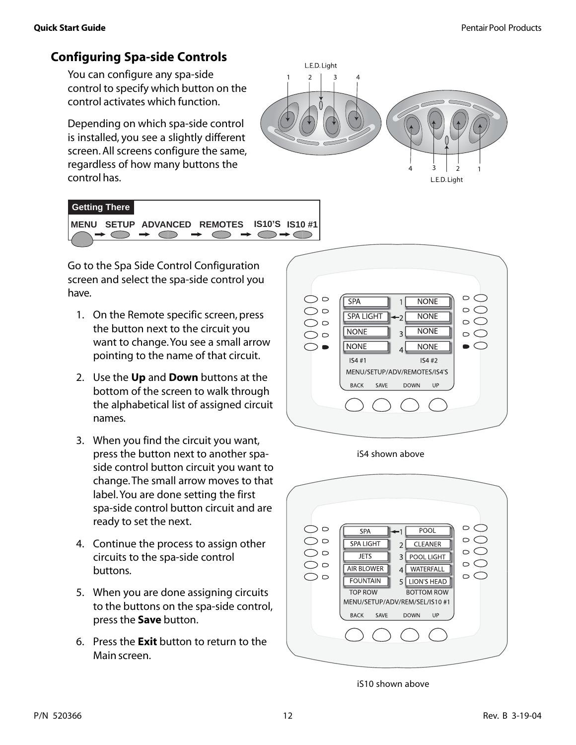## Configuring Spa-side Controls

You can configure any spa-side control to specify which button on the control activates which function.

Depending on which spa-side control is installed, you see a slightly different screen. All screens configure the same, regardless of how many buttons the control has.

**Getting There**

MENU → SETUP → ADVANCED → REMOTES → IS10'S → IS10 #1

Go to the Spa Side Control Configuration screen and select the spa-side control you have.

1. On the Remote specific screen, press the button next to the circuit you want to change. You see a small arrow pointing to the name of that circuit.
2. Use the **Up** and **Down** buttons at the bottom of the screen to walk through the alphabetical list of assigned circuit names.
3. When you find the circuit you want, press the button next to another spa-side control button circuit you want to change. The small arrow moves to that label. You are done setting the first spa-side control button circuit and are ready to set the next.
4. Continue the process to assign other circuits to the spa-side control buttons.
5. When you are done assigning circuits to the buttons on the spa-side control, press the **Save** button.
6. Press the **Exit** button to return to the Main screen.

iS4 shown above

iS10 shown above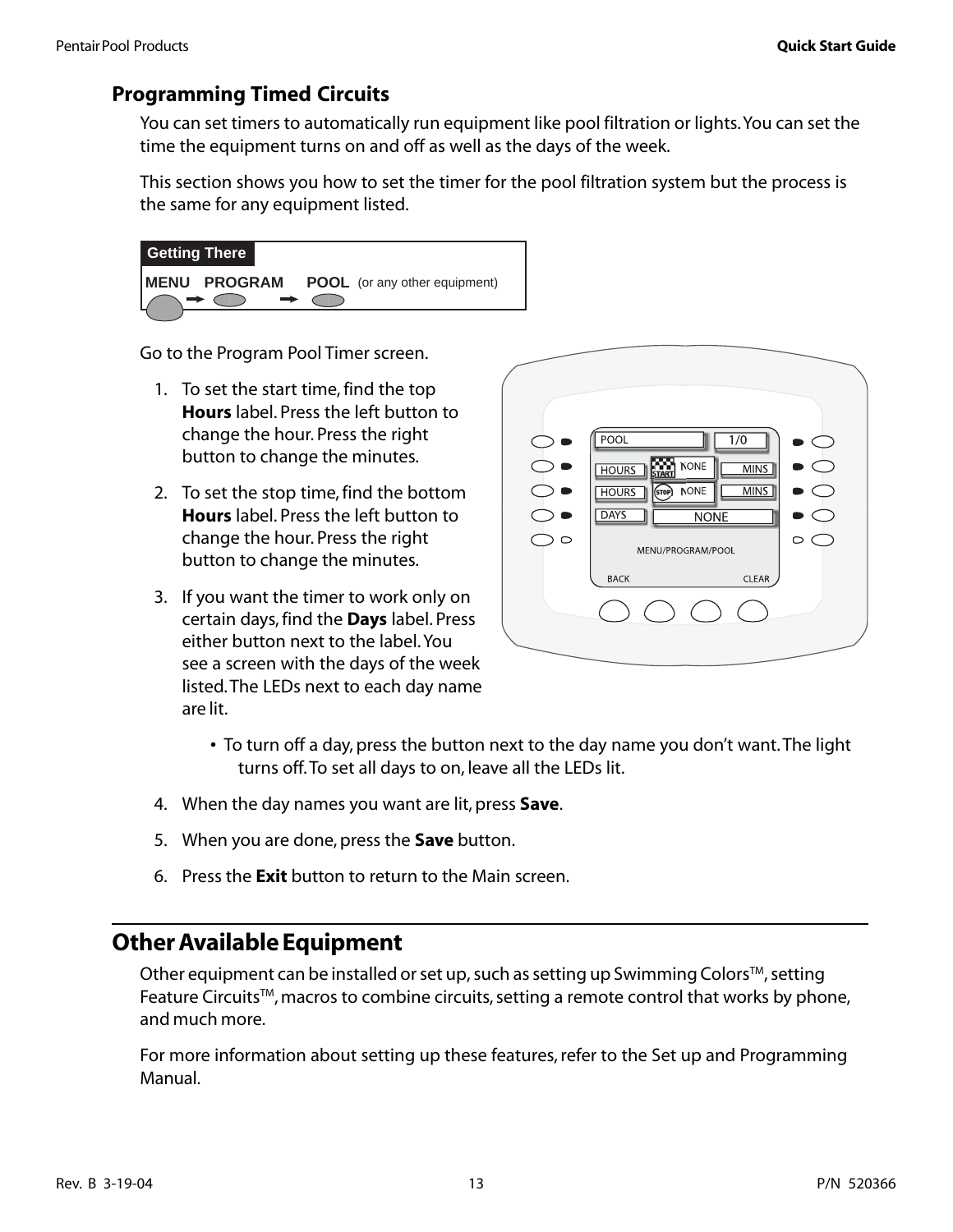## Programming Timed Circuits

You can set timers to automatically run equipment like pool filtration or lights. You can set the time the equipment turns on and off as well as the days of the week.

This section shows you how to set the timer for the pool filtration system but the process is the same for any equipment listed.

**Getting There**

MENU → PROGRAM → POOL (or any other equipment)

Go to the Program Pool Timer screen.

1. To set the start time, find the top **Hours** label. Press the left button to change the hour. Press the right button to change the minutes.
2. To set the stop time, find the bottom **Hours** label. Press the left button to change the hour. Press the right button to change the minutes.
3. If you want the timer to work only on certain days, find the **Days** label. Press either button next to the label. You see a screen with the days of the week listed. The LEDs next to each day name are lit.
   - To turn off a day, press the button next to the day name you don't want. The light turns off. To set all days to on, leave all the LEDs lit.
4. When the day names you want are lit, press **Save**.
5. When you are done, press the **Save** button.
6. Press the **Exit** button to return to the Main screen.

## Other Available Equipment

Other equipment can be installed or set up, such as setting up Swimming Colors™, setting Feature Circuits™, macros to combine circuits, setting a remote control that works by phone, and much more.

For more information about setting up these features, refer to the Set up and Programming Manual.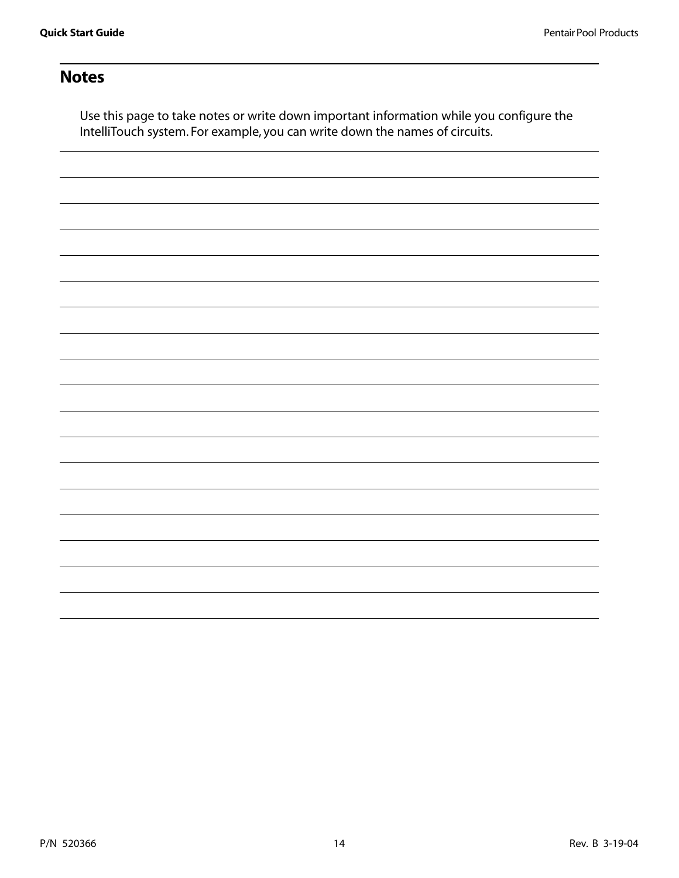## Notes

Use this page to take notes or write down important information while you configure the IntelliTouch system. For example, you can write down the names of circuits.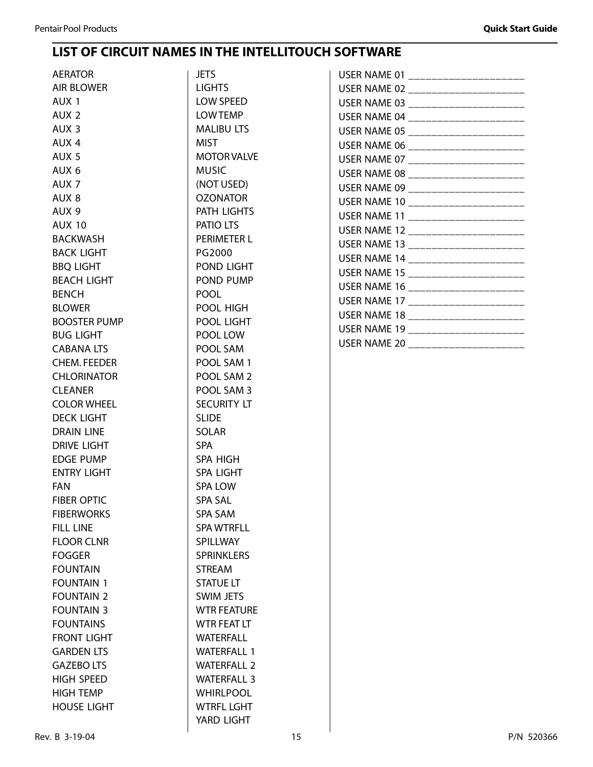## LIST OF CIRCUIT NAMES IN THE INTELLITOUCH SOFTWARE

AERATOR
AIR BLOWER
AUX 1
AUX 2
AUX 3
AUX 4
AUX 5
AUX 6
AUX 7
AUX 8
AUX 9
AUX 10
BACKWASH
BACK LIGHT
BBQ LIGHT
BEACH LIGHT
BENCH
BLOWER
BOOSTER PUMP
BUG LIGHT
CABANA LTS
CHEM. FEEDER
CHLORINATOR
CLEANER
COLOR WHEEL
DECK LIGHT
DRAIN LINE
DRIVE LIGHT
EDGE PUMP
ENTRY LIGHT
FAN
FIBER OPTIC
FIBERWORKS
FILL LINE
FLOOR CLNR
FOGGER
FOUNTAIN
FOUNTAIN 1
FOUNTAIN 2
FOUNTAIN 3
FOUNTAINS
FRONT LIGHT
GARDEN LTS
GAZEBO LTS
HIGH SPEED
HIGH TEMP
HOUSE LIGHT
JETS
LIGHTS
LOW SPEED
LOW TEMP
MALIBU LTS
MIST
MOTOR VALVE
MUSIC
(NOT USED)
OZONATOR
PATH LIGHTS
PATIO LTS
PERIMETER L
PG2000
POND LIGHT
POND PUMP
POOL
POOL HIGH
POOL LIGHT
POOL LOW
POOL SAM
POOL SAM 1
POOL SAM 2
POOL SAM 3
SECURITY LT
SLIDE
SOLAR
SPA
SPA HIGH
SPA LIGHT
SPA LOW
SPA SAL
SPA SAM
SPA WTRFLL
SPILLWAY
SPRINKLERS
STREAM
STATUE LT
SWIM JETS
WTR FEATURE
WTR FEAT LT
WATERFALL
WATERFALL 1
WATERFALL 2
WATERFALL 3
WHIRLPOOL
WTRFL LGHT
YARD LIGHT

USER NAME 01 ____________________
USER NAME 02 ____________________
USER NAME 03 ____________________
USER NAME 04 ____________________
USER NAME 05 ____________________
USER NAME 06 ____________________
USER NAME 07 ____________________
USER NAME 08 ____________________
USER NAME 09 ____________________
USER NAME 10 ____________________
USER NAME 11 ____________________
USER NAME 12 ____________________
USER NAME 13 ____________________
USER NAME 14 ____________________
USER NAME 15 ____________________
USER NAME 16 ____________________
USER NAME 17 ____________________
USER NAME 18 ____________________
USER NAME 19 ____________________
USER NAME 20 ____________________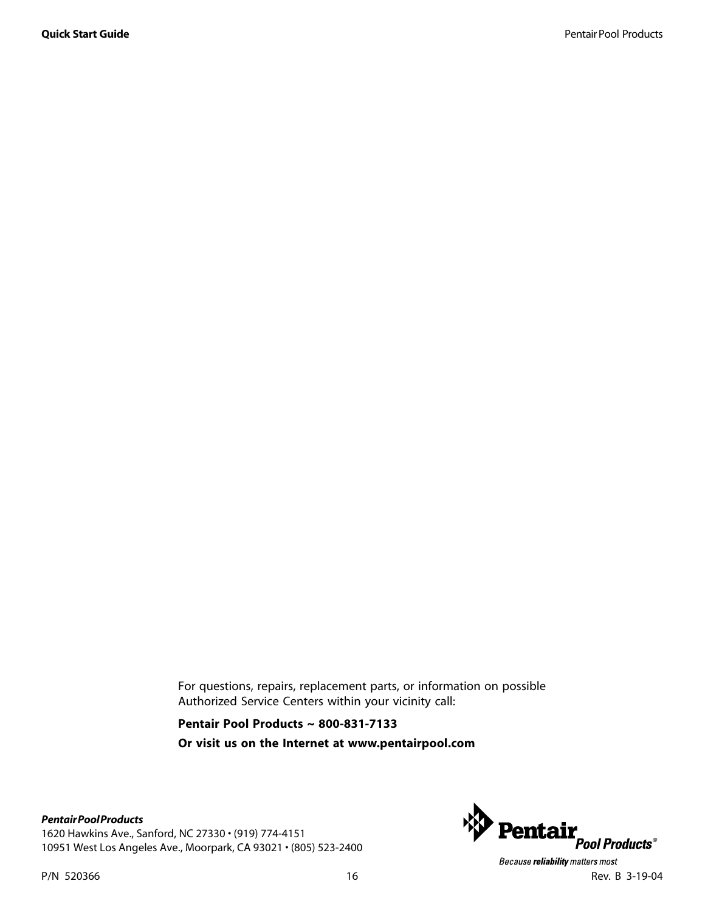For questions, repairs, replacement parts, or information on possible Authorized Service Centers within your vicinity call:

**Pentair Pool Products ~ 800-831-7133**

**Or visit us on the Internet at www.pentairpool.com**

***Pentair Pool Products***

1620 Hawkins Ave., Sanford, NC 27330 • (919) 774-4151

10951 West Los Angeles Ave., Moorpark, CA 93021 • (805) 523-2400

Pentair *Pool Products*®

*Because* ***reliability*** *matters most*

P/N 520366

Rev. B 3-19-04